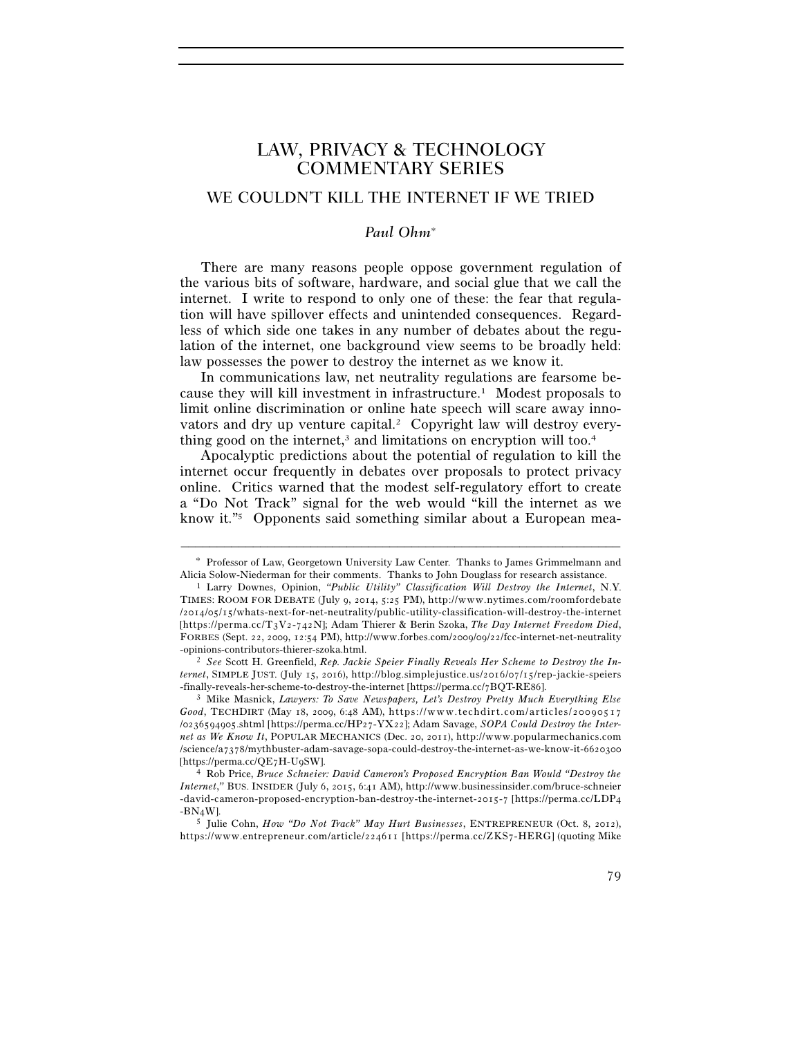# LAW, PRIVACY & TECHNOLOGY COMMENTARY SERIES

## WE COULDN'T KILL THE INTERNET IF WE TRIED

*Paul Ohm*[*]

There are many reasons people oppose government regulation of the various bits of software, hardware, and social glue that we call the internet. I write to respond to only one of these: the fear that regulation will have spillover effects and unintended consequences. Regardless of which side one takes in any number of debates about the regulation of the internet, one background view seems to be broadly held: law possesses the power to destroy the internet as we know it.

In communications law, net neutrality regulations are fearsome because they will kill investment in infrastructure.[1] Modest proposals to limit online discrimination or online hate speech will scare away innovators and dry up venture capital.[2] Copyright law will destroy everything good on the internet,[3] and limitations on encryption will too.[4]

Apocalyptic predictions about the potential of regulation to kill the internet occur frequently in debates over proposals to protect privacy online. Critics warned that the modest self-regulatory effort to create a "Do Not Track" signal for the web would "kill the internet as we know it."[5] Opponents said something similar about a European mea-

---

[*] Professor of Law, Georgetown University Law Center. Thanks to James Grimmelmann and Alicia Solow-Niederman for their comments. Thanks to John Douglass for research assistance.

[1] Larry Downes, Opinion, *"Public Utility" Classification Will Destroy the Internet*, N.Y. TIMES: ROOM FOR DEBATE (July 9, 2014, 5:25 PM), http://www.nytimes.com/roomfordebate/2014/05/15/whats-next-for-net-neutrality/public-utility-classification-will-destroy-the-internet [https://perma.cc/T3V2-742N]; Adam Thierer & Berin Szoka, *The Day Internet Freedom Died*, FORBES (Sept. 22, 2009, 12:54 PM), http://www.forbes.com/2009/09/22/fcc-internet-net-neutrality-opinions-contributors-thierer-szoka.html.

[2] *See* Scott H. Greenfield, *Rep. Jackie Speier Finally Reveals Her Scheme to Destroy the Internet*, SIMPLE JUST. (July 15, 2016), http://blog.simplejustice.us/2016/07/15/rep-jackie-speiers-finally-reveals-her-scheme-to-destroy-the-internet [https://perma.cc/7BQT-RE86].

[3] Mike Masnick, *Lawyers: To Save Newspapers, Let's Destroy Pretty Much Everything Else Good*, TECHDIRT (May 18, 2009, 6:48 AM), https://www.techdirt.com/articles/20090517/0236594905.shtml [https://perma.cc/HP27-YX22]; Adam Savage, *SOPA Could Destroy the Internet as We Know It*, POPULAR MECHANICS (Dec. 20, 2011), http://www.popularmechanics.com/science/a7378/mythbuster-adam-savage-sopa-could-destroy-the-internet-as-we-know-it-6620300 [https://perma.cc/QE7H-U9SW].

[4] Rob Price, *Bruce Schneier: David Cameron's Proposed Encryption Ban Would "Destroy the Internet,"* BUS. INSIDER (July 6, 2015, 6:41 AM), http://www.businessinsider.com/bruce-schneier-david-cameron-proposed-encryption-ban-destroy-the-internet-2015-7 [https://perma.cc/LDP4-BN4W].

[5] Julie Cohn, *How "Do Not Track" May Hurt Businesses*, ENTREPRENEUR (Oct. 8, 2012), https://www.entrepreneur.com/article/224611 [https://perma.cc/ZKS7-HERG] (quoting Mike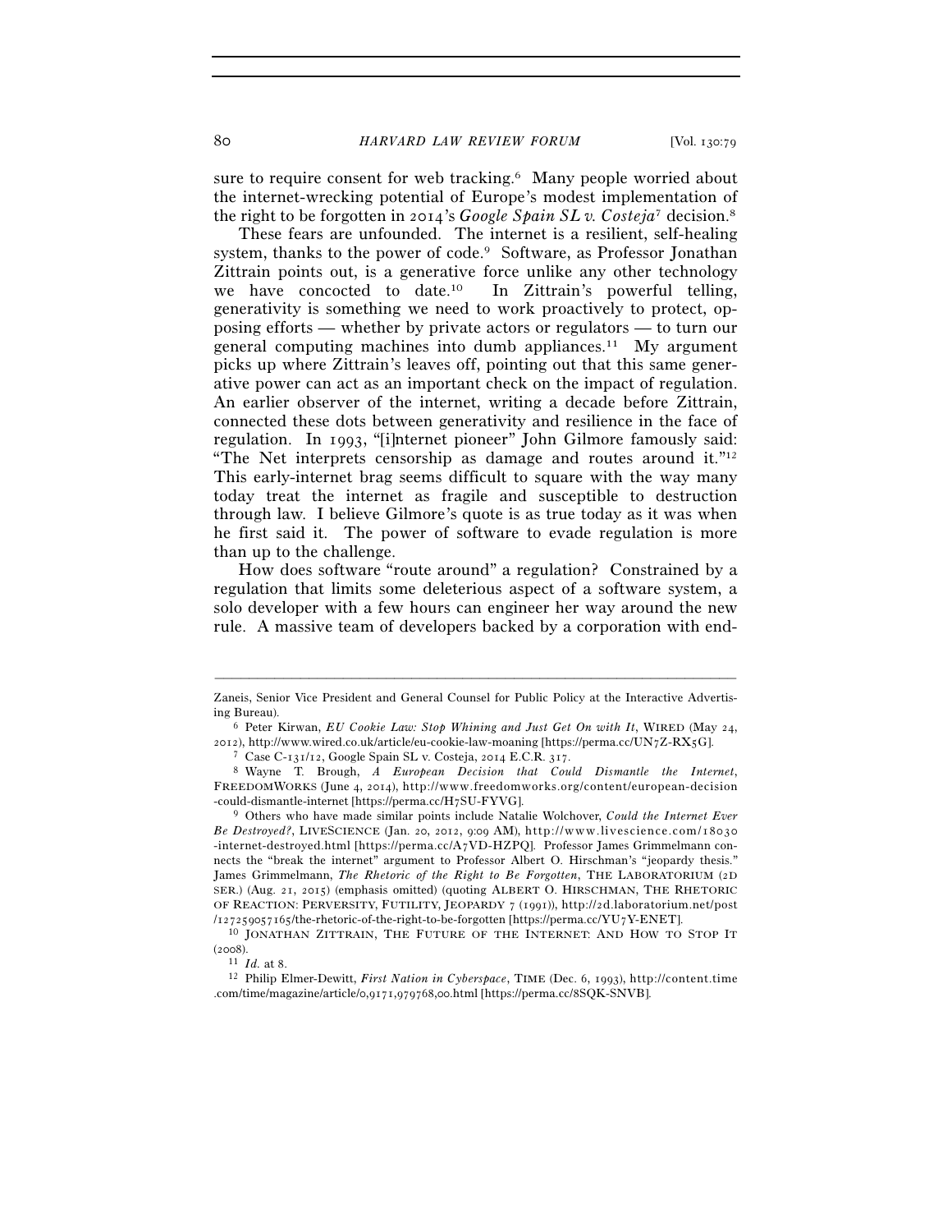sure to require consent for web tracking.[6] Many people worried about the internet-wrecking potential of Europe's modest implementation of the right to be forgotten in 2014's *Google Spain SL v. Costeja*[7] decision.[8]

These fears are unfounded. The internet is a resilient, self-healing system, thanks to the power of code.[9] Software, as Professor Jonathan Zittrain points out, is a generative force unlike any other technology we have concocted to date.[10] In Zittrain's powerful telling, generativity is something we need to work proactively to protect, opposing efforts — whether by private actors or regulators — to turn our general computing machines into dumb appliances.[11] My argument picks up where Zittrain's leaves off, pointing out that this same generative power can act as an important check on the impact of regulation. An earlier observer of the internet, writing a decade before Zittrain, connected these dots between generativity and resilience in the face of regulation. In 1993, "[i]nternet pioneer" John Gilmore famously said: "The Net interprets censorship as damage and routes around it."[12] This early-internet brag seems difficult to square with the way many today treat the internet as fragile and susceptible to destruction through law. I believe Gilmore's quote is as true today as it was when he first said it. The power of software to evade regulation is more than up to the challenge.

How does software "route around" a regulation? Constrained by a regulation that limits some deleterious aspect of a software system, a solo developer with a few hours can engineer her way around the new rule. A massive team of developers backed by a corporation with end-

---

Zaneis, Senior Vice President and General Counsel for Public Policy at the Interactive Advertising Bureau).

[6] Peter Kirwan, *EU Cookie Law: Stop Whining and Just Get On with It*, WIRED (May 24, 2012), http://www.wired.co.uk/article/eu-cookie-law-moaning [https://perma.cc/UN7Z-RX5G].

[7] Case C-131/12, Google Spain SL v. Costeja, 2014 E.C.R. 317.

[8] Wayne T. Brough, *A European Decision that Could Dismantle the Internet*, FREEDOMWORKS (June 4, 2014), http://www.freedomworks.org/content/european-decision-could-dismantle-internet [https://perma.cc/H7SU-FYVG].

[9] Others who have made similar points include Natalie Wolchover, *Could the Internet Ever Be Destroyed?*, LIVESCIENCE (Jan. 20, 2012, 9:09 AM), http://www.livescience.com/18030-internet-destroyed.html [https://perma.cc/A7VD-HZPQ]. Professor James Grimmelmann connects the "break the internet" argument to Professor Albert O. Hirschman's "jeopardy thesis." James Grimmelmann, *The Rhetoric of the Right to Be Forgotten*, THE LABORATORIUM (2D SER.) (Aug. 21, 2015) (emphasis omitted) (quoting ALBERT O. HIRSCHMAN, THE RHETORIC OF REACTION: PERVERSITY, FUTILITY, JEOPARDY 7 (1991)), http://2d.laboratorium.net/post/127259057165/the-rhetoric-of-the-right-to-be-forgotten [https://perma.cc/YU7Y-ENET].

[10] JONATHAN ZITTRAIN, THE FUTURE OF THE INTERNET: AND HOW TO STOP IT (2008).

[11] *Id.* at 8.

[12] Philip Elmer-Dewitt, *First Nation in Cyberspace*, TIME (Dec. 6, 1993), http://content.time.com/time/magazine/article/0,9171,979768,00.html [https://perma.cc/8SQK-SNVB].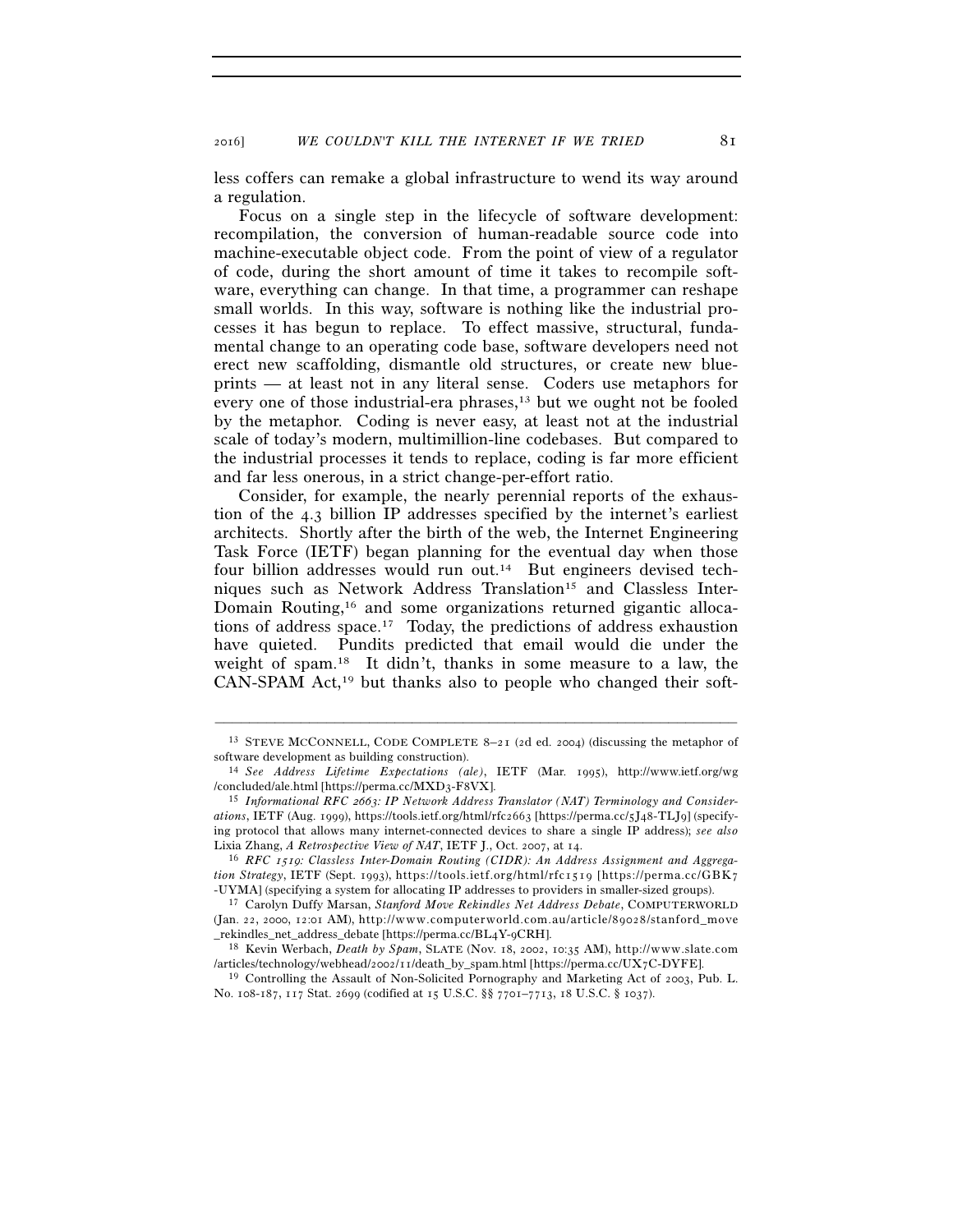less coffers can remake a global infrastructure to wend its way around a regulation.

Focus on a single step in the lifecycle of software development: recompilation, the conversion of human-readable source code into machine-executable object code. From the point of view of a regulator of code, during the short amount of time it takes to recompile software, everything can change. In that time, a programmer can reshape small worlds. In this way, software is nothing like the industrial processes it has begun to replace. To effect massive, structural, fundamental change to an operating code base, software developers need not erect new scaffolding, dismantle old structures, or create new blueprints — at least not in any literal sense. Coders use metaphors for every one of those industrial-era phrases,[13] but we ought not be fooled by the metaphor. Coding is never easy, at least not at the industrial scale of today's modern, multimillion-line codebases. But compared to the industrial processes it tends to replace, coding is far more efficient and far less onerous, in a strict change-per-effort ratio.

Consider, for example, the nearly perennial reports of the exhaustion of the 4.3 billion IP addresses specified by the internet's earliest architects. Shortly after the birth of the web, the Internet Engineering Task Force (IETF) began planning for the eventual day when those four billion addresses would run out.[14] But engineers devised techniques such as Network Address Translation[15] and Classless Inter-Domain Routing,[16] and some organizations returned gigantic allocations of address space.[17] Today, the predictions of address exhaustion have quieted. Pundits predicted that email would die under the weight of spam.[18] It didn't, thanks in some measure to a law, the CAN-SPAM Act,[19] but thanks also to people who changed their soft-

---

[13] STEVE MCCONNELL, CODE COMPLETE 8–21 (2d ed. 2004) (discussing the metaphor of software development as building construction).

[14] *See Address Lifetime Expectations (ale)*, IETF (Mar. 1995), http://www.ietf.org/wg/concluded/ale.html [https://perma.cc/MXD3-F8VX].

[15] *Informational RFC 2663: IP Network Address Translator (NAT) Terminology and Considerations*, IETF (Aug. 1999), https://tools.ietf.org/html/rfc2663 [https://perma.cc/5J48-TLJ9] (specifying protocol that allows many internet-connected devices to share a single IP address); *see also* Lixia Zhang, *A Retrospective View of NAT*, IETF J., Oct. 2007, at 14.

[16] *RFC 1519: Classless Inter-Domain Routing (CIDR): An Address Assignment and Aggregation Strategy*, IETF (Sept. 1993), https://tools.ietf.org/html/rfc1519 [https://perma.cc/GBK7-UYMA] (specifying a system for allocating IP addresses to providers in smaller-sized groups).

[17] Carolyn Duffy Marsan, *Stanford Move Rekindles Net Address Debate*, COMPUTERWORLD (Jan. 22, 2000, 12:01 AM), http://www.computerworld.com.au/article/89028/stanford_move_rekindles_net_address_debate [https://perma.cc/BL4Y-9CRH].

[18] Kevin Werbach, *Death by Spam*, SLATE (Nov. 18, 2002, 10:35 AM), http://www.slate.com/articles/technology/webhead/2002/11/death_by_spam.html [https://perma.cc/UX7C-DYFE].

[19] Controlling the Assault of Non-Solicited Pornography and Marketing Act of 2003, Pub. L. No. 108-187, 117 Stat. 2699 (codified at 15 U.S.C. §§ 7701–7713, 18 U.S.C. § 1037).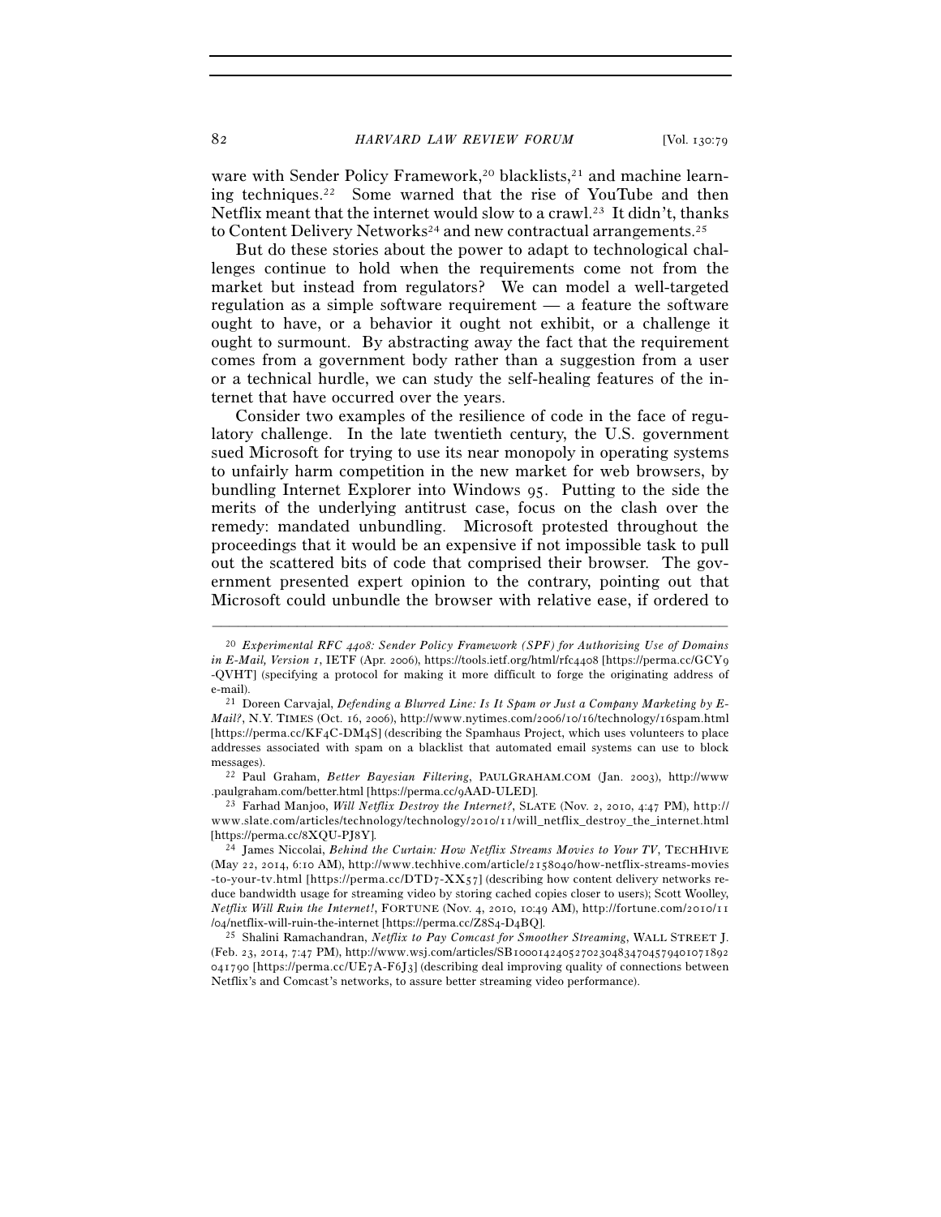ware with Sender Policy Framework,[20] blacklists,[21] and machine learning techniques.[22] Some warned that the rise of YouTube and then Netflix meant that the internet would slow to a crawl.[23] It didn't, thanks to Content Delivery Networks[24] and new contractual arrangements.[25]

But do these stories about the power to adapt to technological challenges continue to hold when the requirements come not from the market but instead from regulators? We can model a well-targeted regulation as a simple software requirement — a feature the software ought to have, or a behavior it ought not exhibit, or a challenge it ought to surmount. By abstracting away the fact that the requirement comes from a government body rather than a suggestion from a user or a technical hurdle, we can study the self-healing features of the internet that have occurred over the years.

Consider two examples of the resilience of code in the face of regulatory challenge. In the late twentieth century, the U.S. government sued Microsoft for trying to use its near monopoly in operating systems to unfairly harm competition in the new market for web browsers, by bundling Internet Explorer into Windows 95. Putting to the side the merits of the underlying antitrust case, focus on the clash over the remedy: mandated unbundling. Microsoft protested throughout the proceedings that it would be an expensive if not impossible task to pull out the scattered bits of code that comprised their browser. The government presented expert opinion to the contrary, pointing out that Microsoft could unbundle the browser with relative ease, if ordered to

---

[20] *Experimental RFC 4408: Sender Policy Framework (SPF) for Authorizing Use of Domains in E-Mail, Version 1*, IETF (Apr. 2006), https://tools.ietf.org/html/rfc4408 [https://perma.cc/GCY9-QVHT] (specifying a protocol for making it more difficult to forge the originating address of e-mail).

[21] Doreen Carvajal, *Defending a Blurred Line: Is It Spam or Just a Company Marketing by E-Mail?*, N.Y. TIMES (Oct. 16, 2006), http://www.nytimes.com/2006/10/16/technology/16spam.html [https://perma.cc/KF4C-DM4S] (describing the Spamhaus Project, which uses volunteers to place addresses associated with spam on a blacklist that automated email systems can use to block messages).

[22] Paul Graham, *Better Bayesian Filtering*, PAULGRAHAM.COM (Jan. 2003), http://www.paulgraham.com/better.html [https://perma.cc/9AAD-ULED].

[23] Farhad Manjoo, *Will Netflix Destroy the Internet?*, SLATE (Nov. 2, 2010, 4:47 PM), http://www.slate.com/articles/technology/technology/2010/11/will_netflix_destroy_the_internet.html [https://perma.cc/8XQU-PJ8Y].

[24] James Niccolai, *Behind the Curtain: How Netflix Streams Movies to Your TV*, TECHHIVE (May 22, 2014, 6:10 AM), http://www.techhive.com/article/2158040/how-netflix-streams-movies-to-your-tv.html [https://perma.cc/DTD7-XX57] (describing how content delivery networks reduce bandwidth usage for streaming video by storing cached copies closer to users); Scott Woolley, *Netflix Will Ruin the Internet!*, FORTUNE (Nov. 4, 2010, 10:49 AM), http://fortune.com/2010/11/04/netflix-will-ruin-the-internet [https://perma.cc/Z8S4-D4BQ].

[25] Shalini Ramachandran, *Netflix to Pay Comcast for Smoother Streaming*, WALL STREET J. (Feb. 23, 2014, 7:47 PM), http://www.wsj.com/articles/SB10001424052702304834704579401071892041790 [https://perma.cc/UE7A-F6J3] (describing deal improving quality of connections between Netflix's and Comcast's networks, to assure better streaming video performance).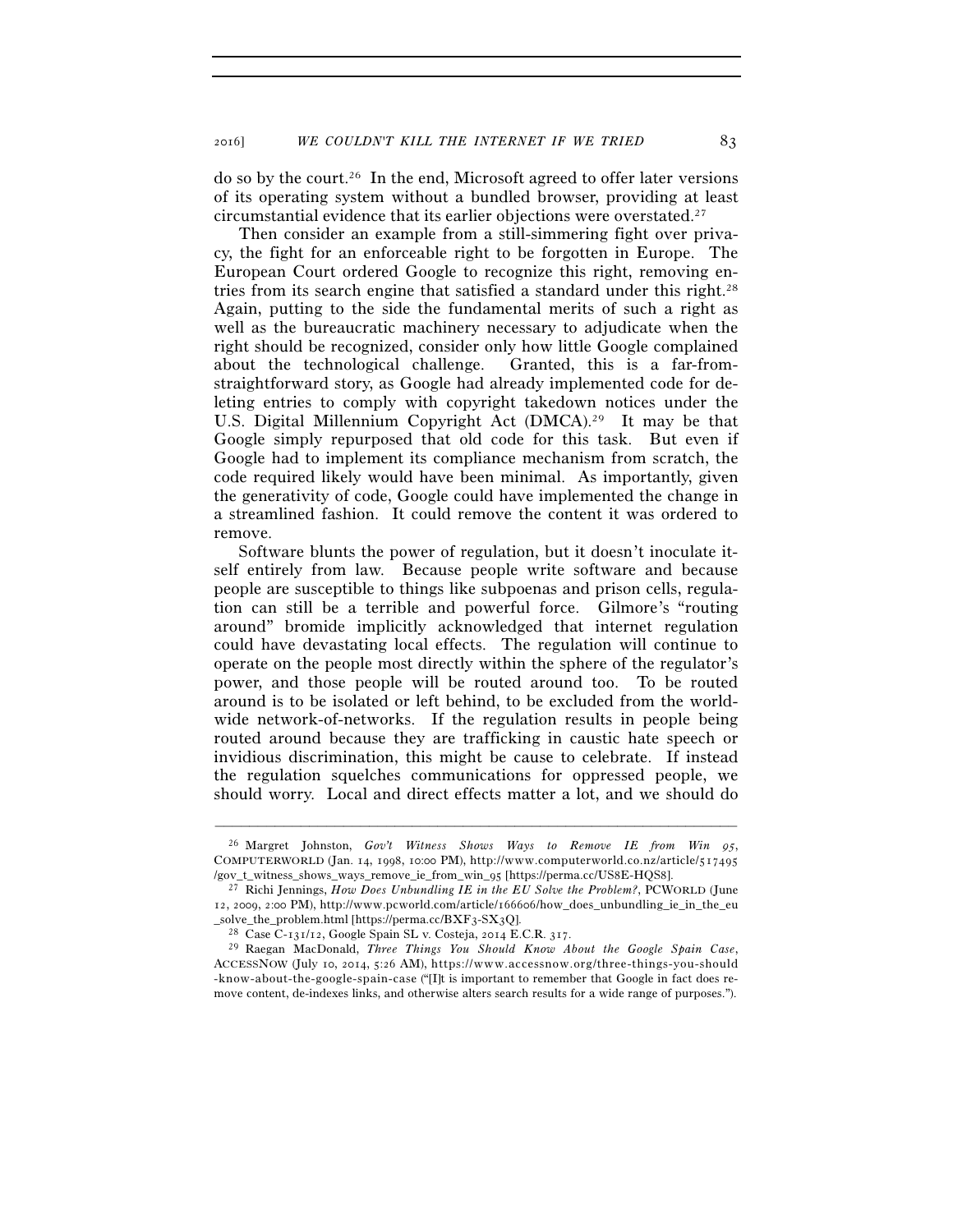do so by the court.[26] In the end, Microsoft agreed to offer later versions of its operating system without a bundled browser, providing at least circumstantial evidence that its earlier objections were overstated.[27]

Then consider an example from a still-simmering fight over privacy, the fight for an enforceable right to be forgotten in Europe. The European Court ordered Google to recognize this right, removing entries from its search engine that satisfied a standard under this right.[28] Again, putting to the side the fundamental merits of such a right as well as the bureaucratic machinery necessary to adjudicate when the right should be recognized, consider only how little Google complained about the technological challenge. Granted, this is a far-from-straightforward story, as Google had already implemented code for deleting entries to comply with copyright takedown notices under the U.S. Digital Millennium Copyright Act (DMCA).[29] It may be that Google simply repurposed that old code for this task. But even if Google had to implement its compliance mechanism from scratch, the code required likely would have been minimal. As importantly, given the generativity of code, Google could have implemented the change in a streamlined fashion. It could remove the content it was ordered to remove.

Software blunts the power of regulation, but it doesn't inoculate itself entirely from law. Because people write software and because people are susceptible to things like subpoenas and prison cells, regulation can still be a terrible and powerful force. Gilmore's "routing around" bromide implicitly acknowledged that internet regulation could have devastating local effects. The regulation will continue to operate on the people most directly within the sphere of the regulator's power, and those people will be routed around too. To be routed around is to be isolated or left behind, to be excluded from the worldwide network-of-networks. If the regulation results in people being routed around because they are trafficking in caustic hate speech or invidious discrimination, this might be cause to celebrate. If instead the regulation squelches communications for oppressed people, we should worry. Local and direct effects matter a lot, and we should do

---

[26] Margret Johnston, *Gov't Witness Shows Ways to Remove IE from Win 95*, COMPUTERWORLD (Jan. 14, 1998, 10:00 PM), http://www.computerworld.co.nz/article/517495/gov_t_witness_shows_ways_remove_ie_from_win_95 [https://perma.cc/US8E-HQS8].

[27] Richi Jennings, *How Does Unbundling IE in the EU Solve the Problem?*, PCWORLD (June 12, 2009, 2:00 PM), http://www.pcworld.com/article/166606/how_does_unbundling_ie_in_the_eu_solve_the_problem.html [https://perma.cc/BXF3-SX3Q].

[28] Case C-131/12, Google Spain SL v. Costeja, 2014 E.C.R. 317.

[29] Raegan MacDonald, *Three Things You Should Know About the Google Spain Case*, ACCESSNOW (July 10, 2014, 5:26 AM), https://www.accessnow.org/three-things-you-should-know-about-the-google-spain-case ("[I]t is important to remember that Google in fact does remove content, de-indexes links, and otherwise alters search results for a wide range of purposes.").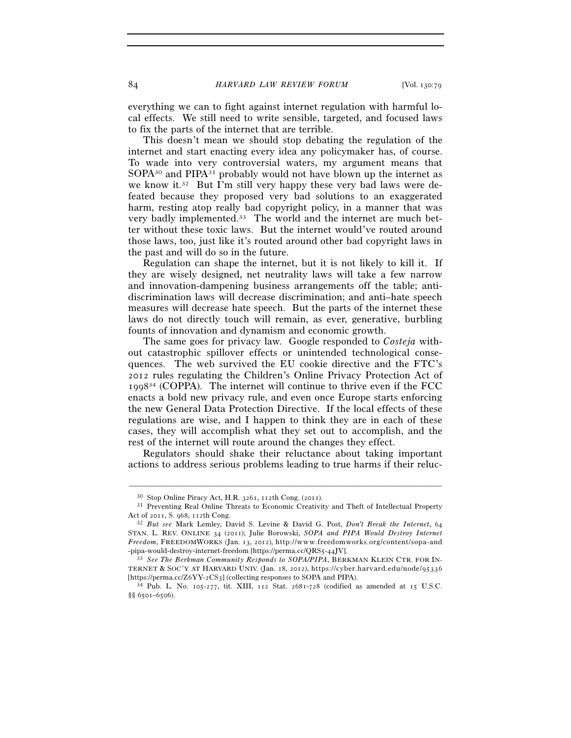everything we can to fight against internet regulation with harmful local effects. We still need to write sensible, targeted, and focused laws to fix the parts of the internet that are terrible.

This doesn't mean we should stop debating the regulation of the internet and start enacting every idea any policymaker has, of course. To wade into very controversial waters, my argument means that SOPA[30] and PIPA[31] probably would not have blown up the internet as we know it.[32] But I'm still very happy these very bad laws were defeated because they proposed very bad solutions to an exaggerated harm, resting atop really bad copyright policy, in a manner that was very badly implemented.[33] The world and the internet are much better without these toxic laws. But the internet would've routed around those laws, too, just like it's routed around other bad copyright laws in the past and will do so in the future.

Regulation can shape the internet, but it is not likely to kill it. If they are wisely designed, net neutrality laws will take a few narrow and innovation-dampening business arrangements off the table; anti-discrimination laws will decrease discrimination; and anti–hate speech measures will decrease hate speech. But the parts of the internet these laws do not directly touch will remain, as ever, generative, burbling founts of innovation and dynamism and economic growth.

The same goes for privacy law. Google responded to *Costeja* without catastrophic spillover effects or unintended technological consequences. The web survived the EU cookie directive and the FTC's 2012 rules regulating the Children's Online Privacy Protection Act of 1998[34] (COPPA). The internet will continue to thrive even if the FCC enacts a bold new privacy rule, and even once Europe starts enforcing the new General Data Protection Directive. If the local effects of these regulations are wise, and I happen to think they are in each of these cases, they will accomplish what they set out to accomplish, and the rest of the internet will route around the changes they effect.

Regulators should shake their reluctance about taking important actions to address serious problems leading to true harms if their reluc-

---

[30] Stop Online Piracy Act, H.R. 3261, 112th Cong. (2011).

[31] Preventing Real Online Threats to Economic Creativity and Theft of Intellectual Property Act of 2011, S. 968, 112th Cong.

[32] *But see* Mark Lemley, David S. Levine & David G. Post, *Don't Break the Internet*, 64 STAN. L. REV. ONLINE 34 (2011); Julie Borowski, *SOPA and PIPA Would Destroy Internet Freedom*, FREEDOMWORKS (Jan. 13, 2012), http://www.freedomworks.org/content/sopa-and-pipa-would-destroy-internet-freedom [https://perma.cc/QRS5-44JV].

[33] *See The Berkman Community Responds to SOPA/PIPA*, BERKMAN KLEIN CTR. FOR INTERNET & SOC'Y AT HARVARD UNIV. (Jan. 18, 2012), https://cyber.harvard.edu/node/95336 [https://perma.cc/Z6YY-2CS3] (collecting responses to SOPA and PIPA).

[34] Pub. L. No. 105-277, tit. XIII, 112 Stat. 2681-728 (codified as amended at 15 U.S.C. §§ 6501–6506).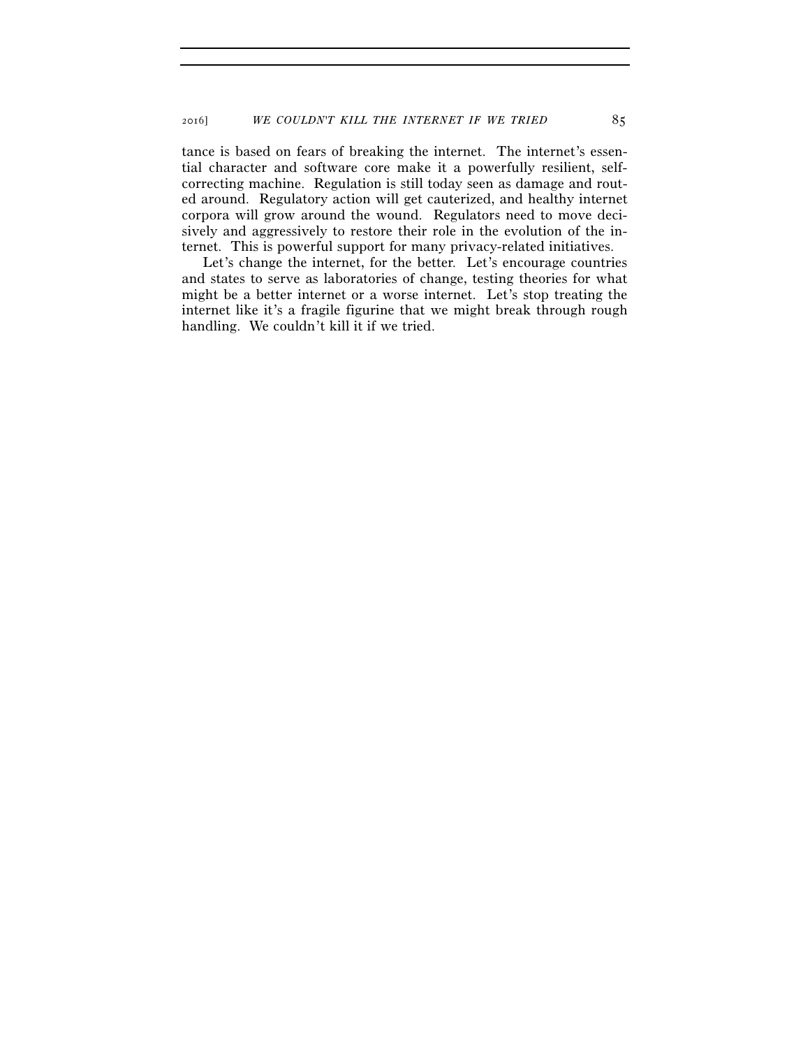tance is based on fears of breaking the internet. The internet's essential character and software core make it a powerfully resilient, self-correcting machine. Regulation is still today seen as damage and routed around. Regulatory action will get cauterized, and healthy internet corpora will grow around the wound. Regulators need to move decisively and aggressively to restore their role in the evolution of the internet. This is powerful support for many privacy-related initiatives.

Let's change the internet, for the better. Let's encourage countries and states to serve as laboratories of change, testing theories for what might be a better internet or a worse internet. Let's stop treating the internet like it's a fragile figurine that we might break through rough handling. We couldn't kill it if we tried.